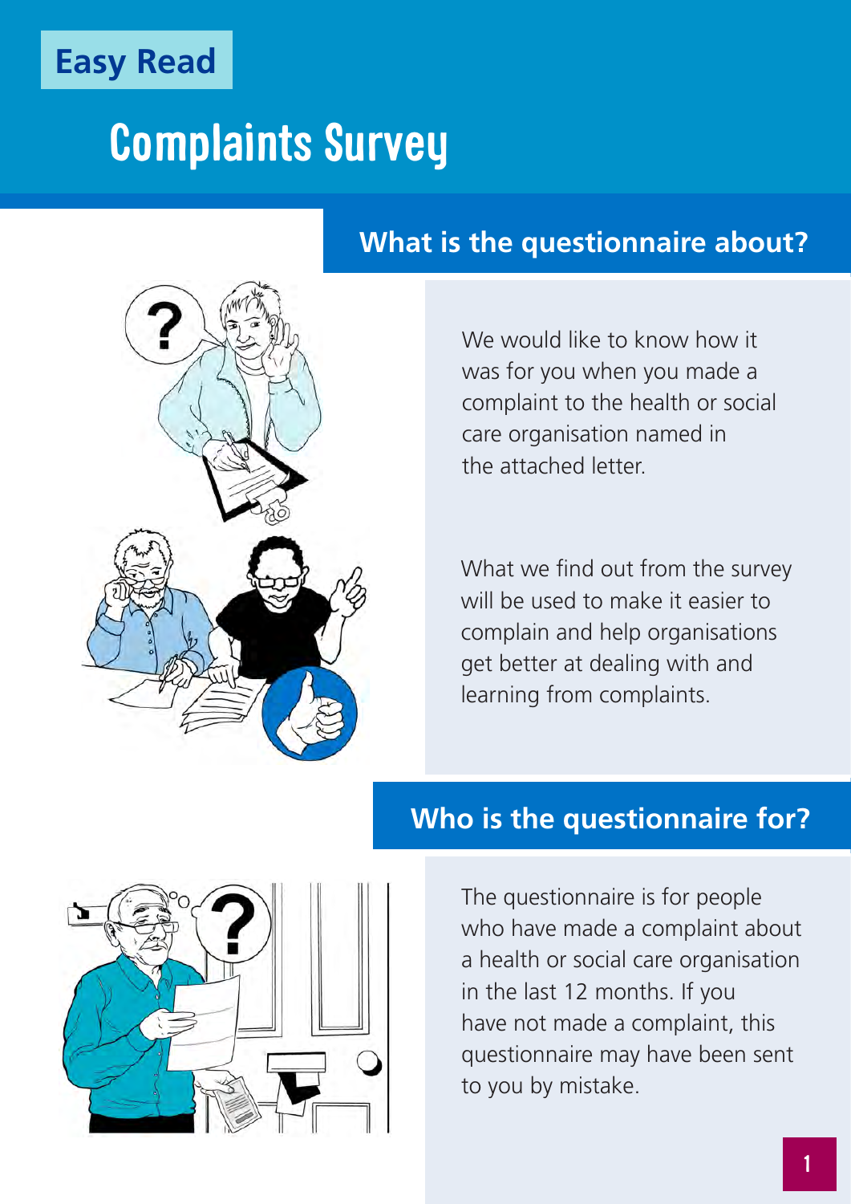Easy Read

# Complaints Survey

## What is the questionnaire about?

We would like to know how it was for you when you made a complaint to the health or social care organisation named in the attached letter.

What we find out from the survey will be used to make it easier to complain and help organisations get better at dealing with and learning from complaints.

## Who is the questionnaire for?

The questionnaire is for people who have made a complaint about a health or social care organisation in the last 12 months. If you have not made a complaint, this questionnaire may have been sent to you by mistake.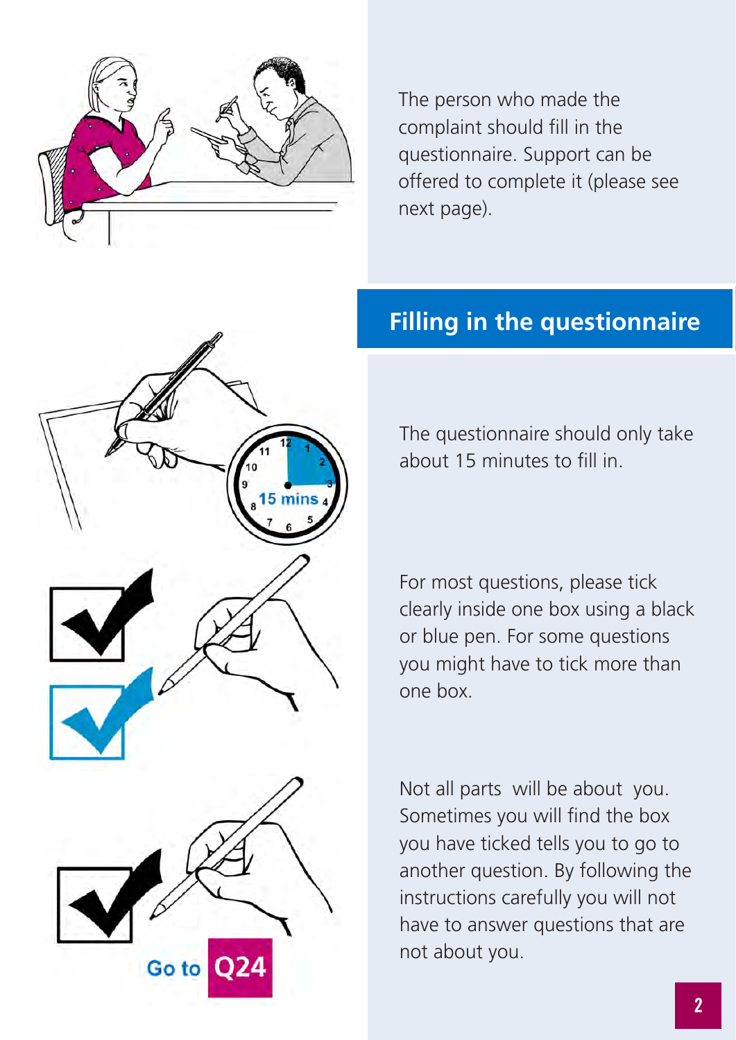The person who made the complaint should fill in the questionnaire. Support can be offered to complete it (please see next page).

## Filling in the questionnaire

The questionnaire should only take about 15 minutes to fill in.

For most questions, please tick clearly inside one box using a black or blue pen. For some questions you might have to tick more than one box.

Not all parts will be about you. Sometimes you will find the box you have ticked tells you to go to another question. By following the instructions carefully you will not have to answer questions that are not about you.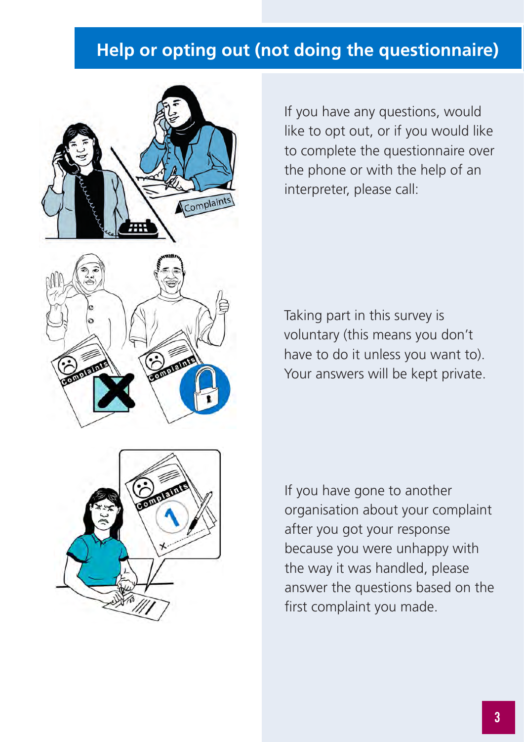## Help or opting out (not doing the questionnaire)

If you have any questions, would like to opt out, or if you would like to complete the questionnaire over the phone or with the help of an interpreter, please call:

Taking part in this survey is voluntary (this means you don't have to do it unless you want to). Your answers will be kept private.

If you have gone to another organisation about your complaint after you got your response because you were unhappy with the way it was handled, please answer the questions based on the first complaint you made.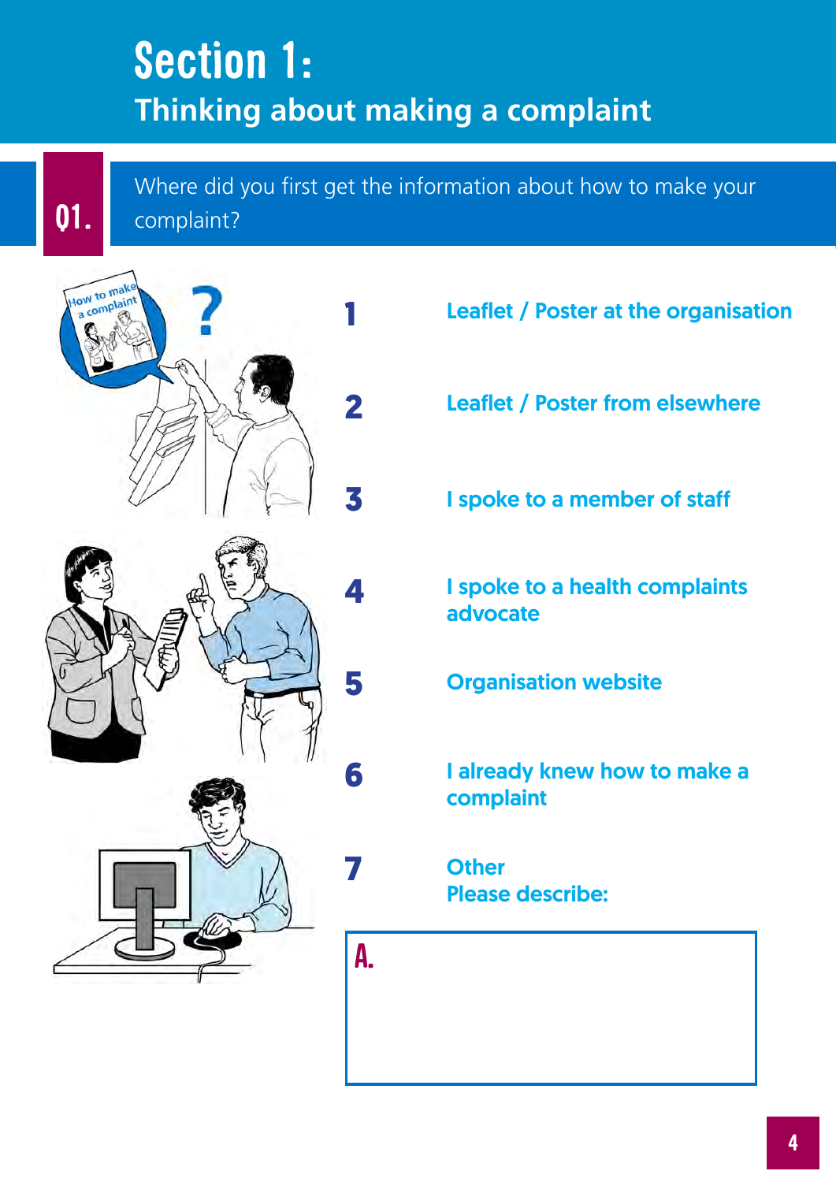# Section 1:
## Thinking about making a complaint

**Q1.** Where did you first get the information about how to make your complaint?

1. Leaflet / Poster at the organisation
2. Leaflet / Poster from elsewhere
3. I spoke to a member of staff
4. I spoke to a health complaints advocate
5. Organisation website
6. I already knew how to make a complaint
7. Other
   Please describe:

A.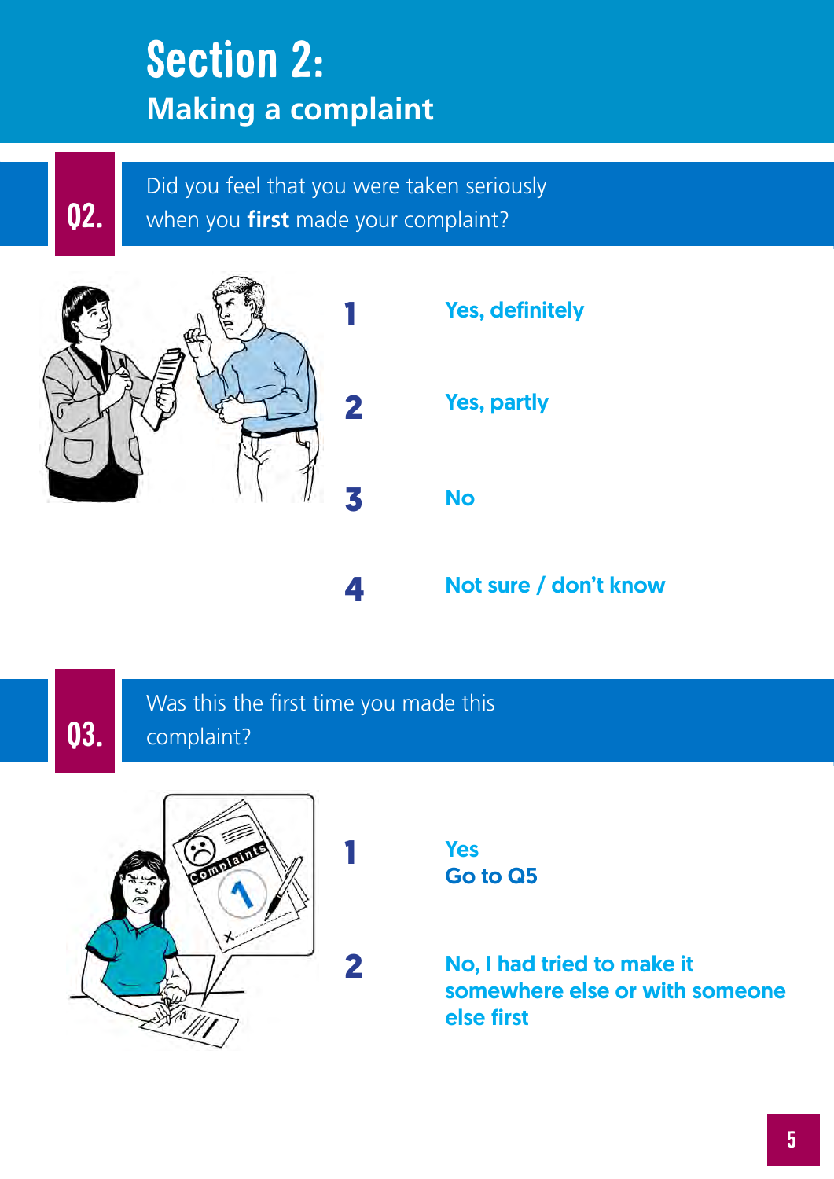# Section 2:

## Making a complaint

**Q2.** Did you feel that you were taken seriously when you **first** made your complaint?

1. Yes, definitely
2. Yes, partly
3. No
4. Not sure / don't know

**Q3.** Was this the first time you made this complaint?

1. Yes
   Go to Q5
2. No, I had tried to make it somewhere else or with someone else first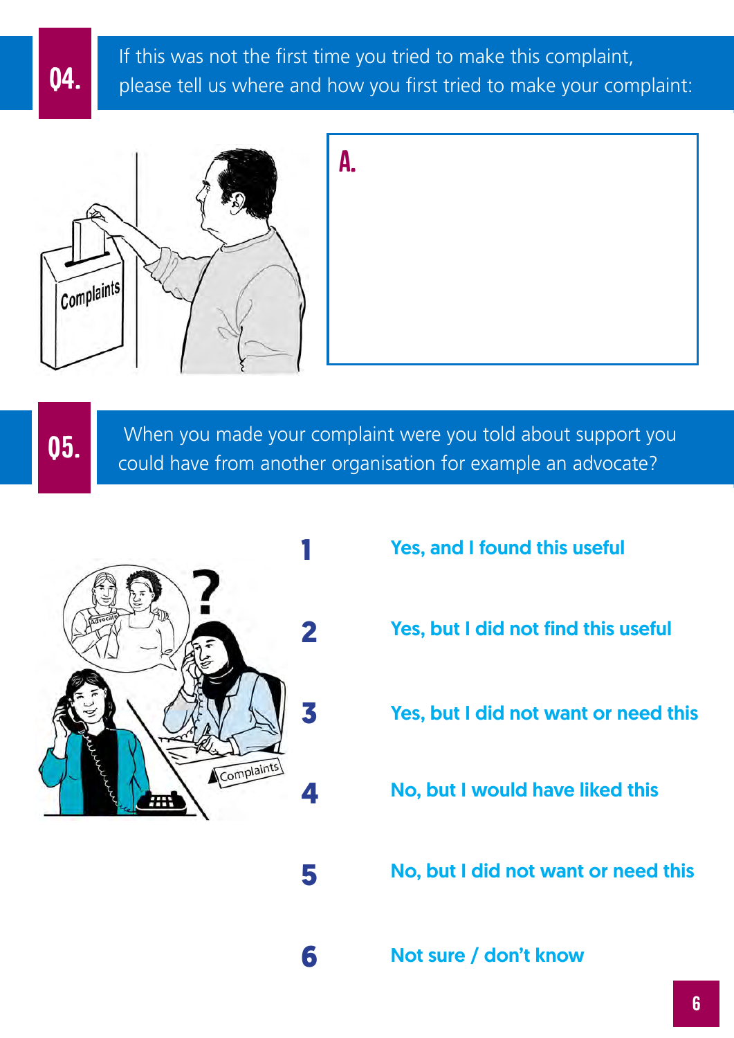## 04. If this was not the first time you tried to make this complaint, please tell us where and how you first tried to make your complaint:

A.

## 05. When you made your complaint were you told about support you could have from another organisation for example an advocate?

1. Yes, and I found this useful
2. Yes, but I did not find this useful
3. Yes, but I did not want or need this
4. No, but I would have liked this
5. No, but I did not want or need this
6. Not sure / don't know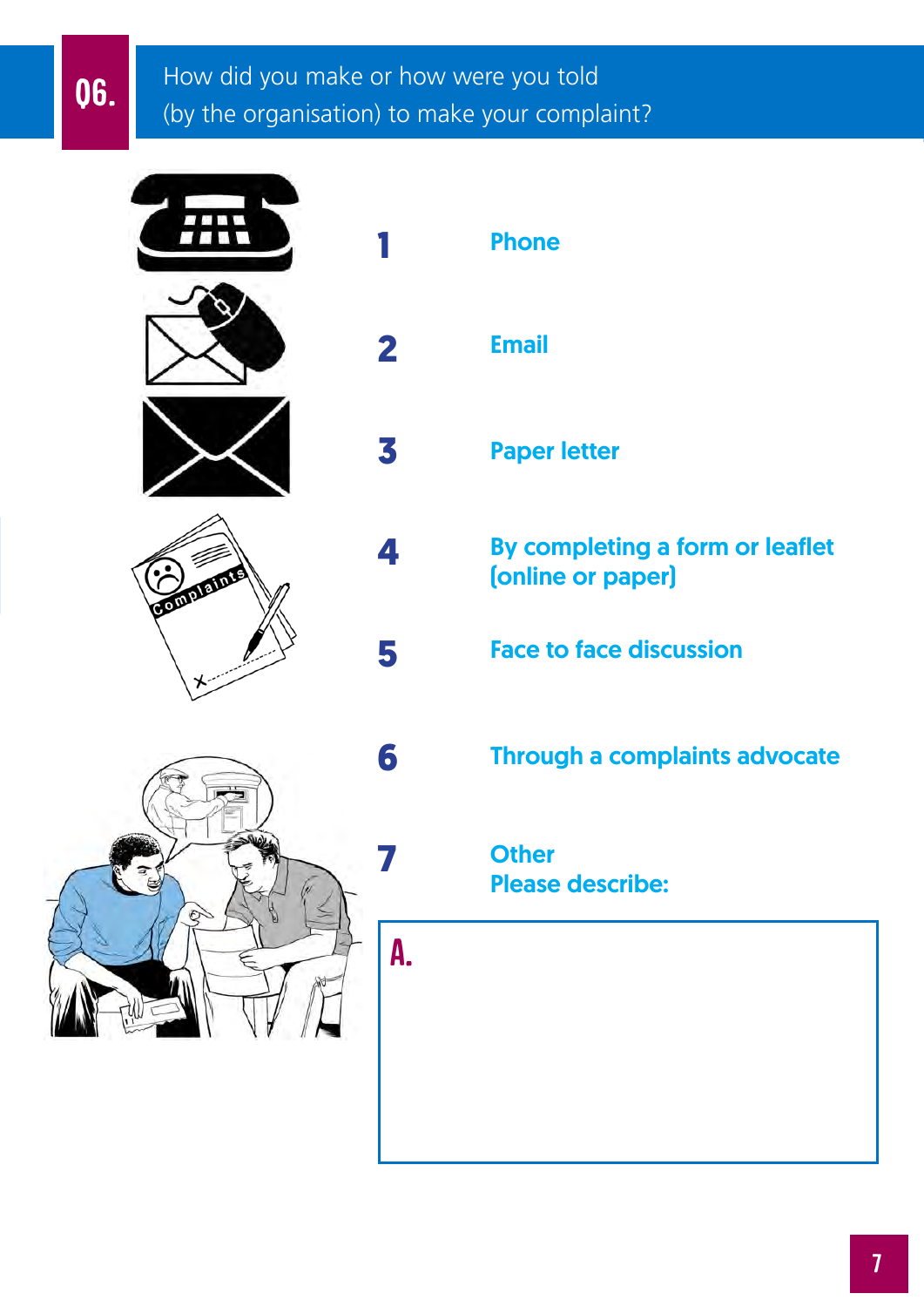## Q6. How did you make or how were you told (by the organisation) to make your complaint?

1 **Phone**

2 **Email**

3 **Paper letter**

4 **By completing a form or leaflet (online or paper)**

5 **Face to face discussion**

6 **Through a complaints advocate**

7 **Other**
**Please describe:**

A.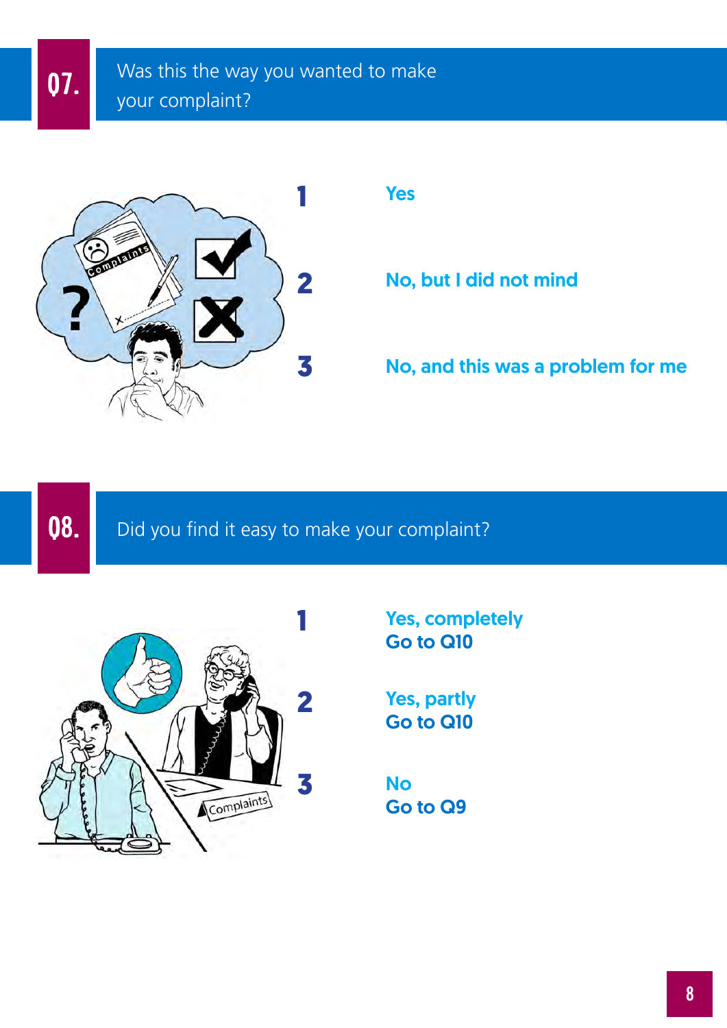## Q7. Was this the way you wanted to make your complaint?

1. Yes
2. No, but I did not mind
3. No, and this was a problem for me

## Q8. Did you find it easy to make your complaint?

1. Yes, completely  
   Go to Q10
2. Yes, partly  
   Go to Q10
3. No  
   Go to Q9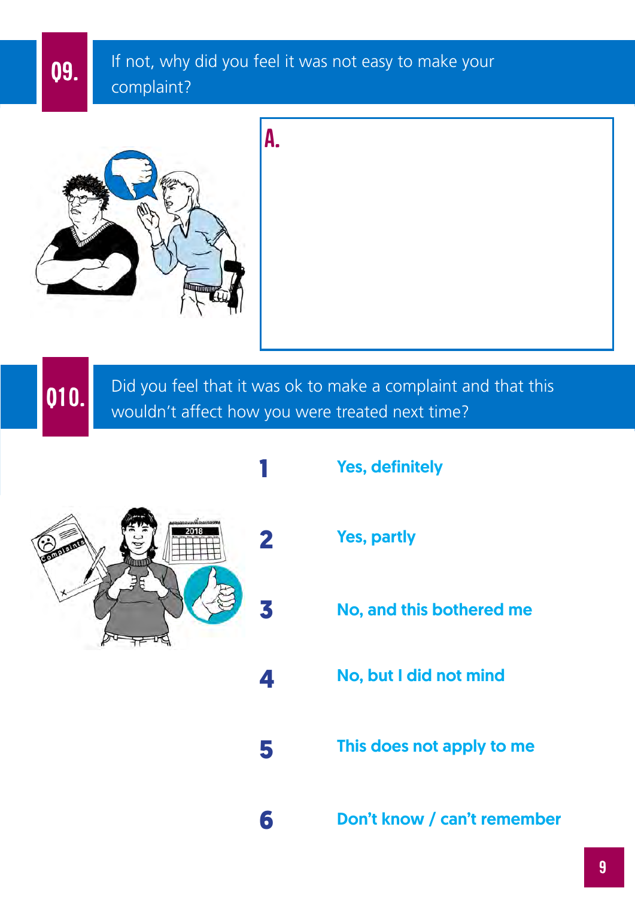## Q9. If not, why did you feel it was not easy to make your complaint?

A.

## Q10. Did you feel that it was ok to make a complaint and that this wouldn't affect how you were treated next time?

1 **Yes, definitely**

2 **Yes, partly**

3 **No, and this bothered me**

4 **No, but I did not mind**

5 **This does not apply to me**

6 **Don't know / can't remember**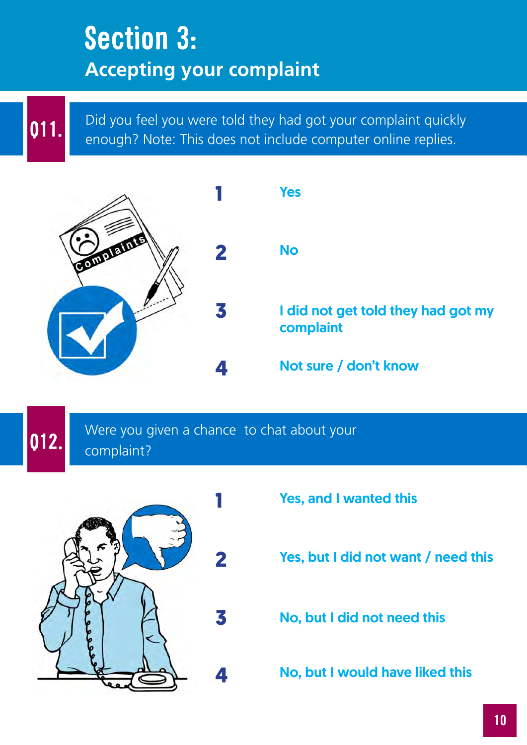# Section 3:

## Accepting your complaint

**Q11.** Did you feel you were told they had got your complaint quickly enough? Note: This does not include computer online replies.

1. Yes
2. No
3. I did not get told they had got my complaint
4. Not sure / don't know

**Q12.** Were you given a chance to chat about your complaint?

1. Yes, and I wanted this
2. Yes, but I did not want / need this
3. No, but I did not need this
4. No, but I would have liked this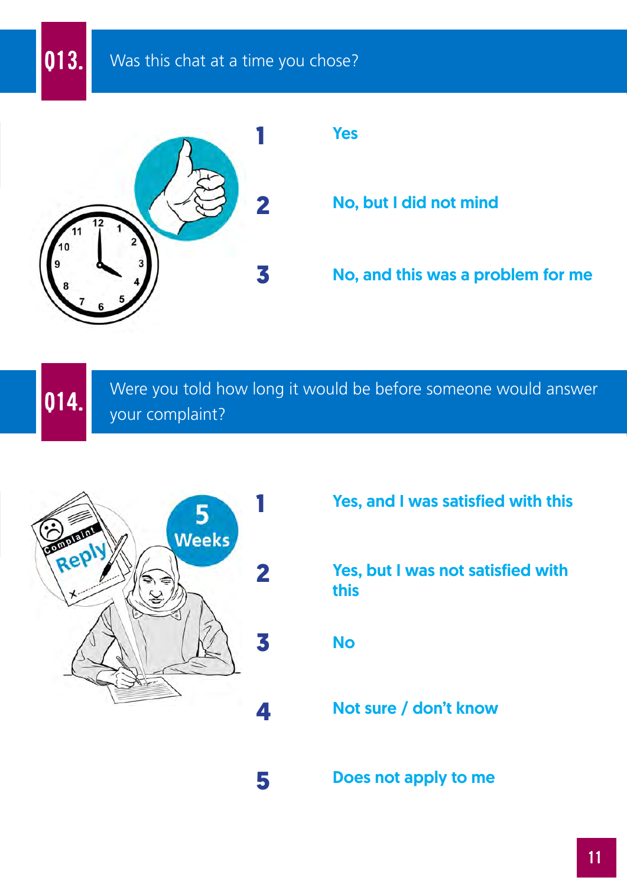## Q13. Was this chat at a time you chose?

1 Yes

2 No, but I did not mind

3 No, and this was a problem for me

## Q14. Were you told how long it would be before someone would answer your complaint?

1 Yes, and I was satisfied with this

2 Yes, but I was not satisfied with this

3 No

4 Not sure / don't know

5 Does not apply to me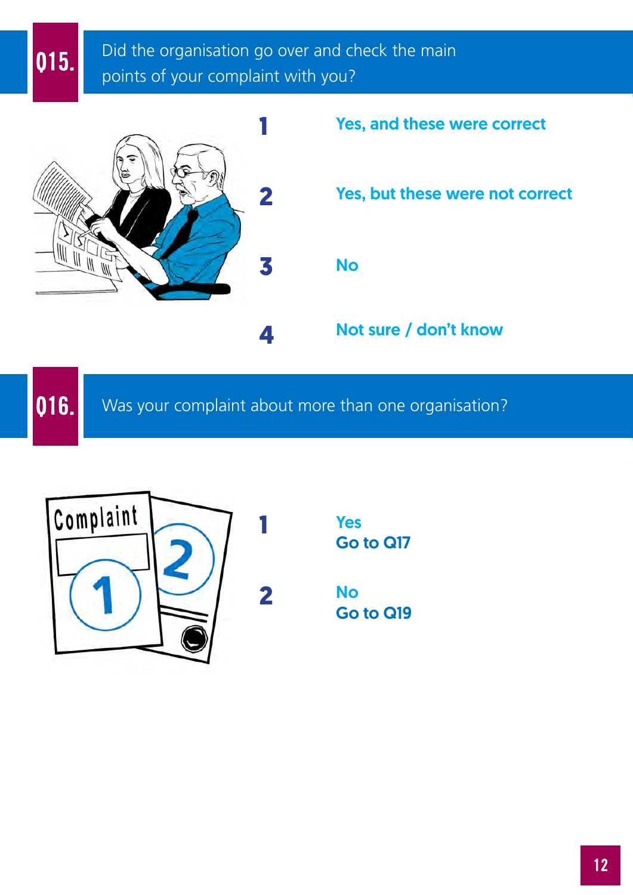## Q15. Did the organisation go over and check the main points of your complaint with you?

1 Yes, and these were correct

2 Yes, but these were not correct

3 No

4 Not sure / don't know

## Q16. Was your complaint about more than one organisation?

1 Yes
Go to Q17

2 No
Go to Q19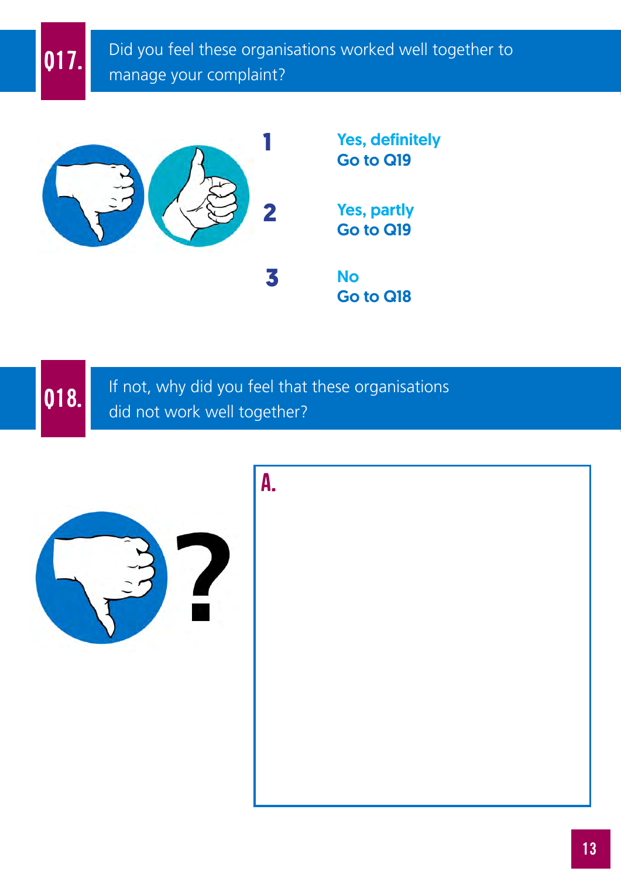## Q17. Did you feel these organisations worked well together to manage your complaint?

1. **Yes, definitely**
   **Go to Q19**

2. **Yes, partly**
   **Go to Q19**

3. **No**
   **Go to Q18**

## Q18. If not, why did you feel that these organisations did not work well together?

**A.**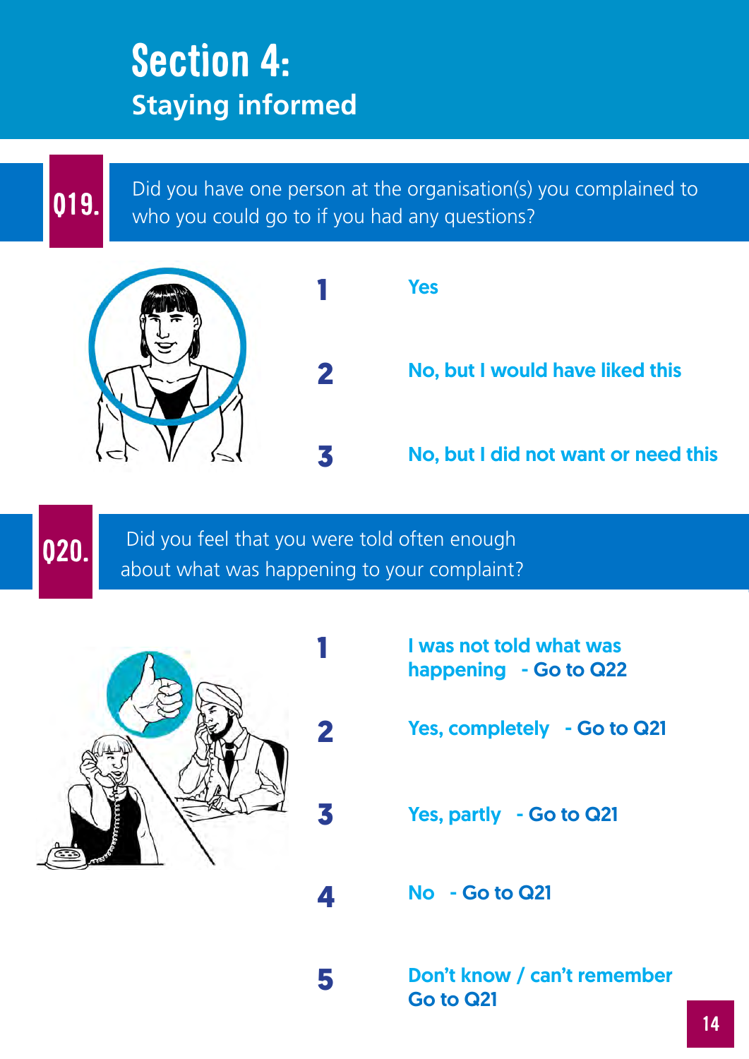# Section 4:
## Staying informed

**Q19.** Did you have one person at the organisation(s) you complained to who you could go to if you had any questions?

1. Yes
2. No, but I would have liked this
3. No, but I did not want or need this

**Q20.** Did you feel that you were told often enough about what was happening to your complaint?

1. I was not told what was happening - Go to Q22
2. Yes, completely - Go to Q21
3. Yes, partly - Go to Q21
4. No - Go to Q21
5. Don't know / can't remember Go to Q21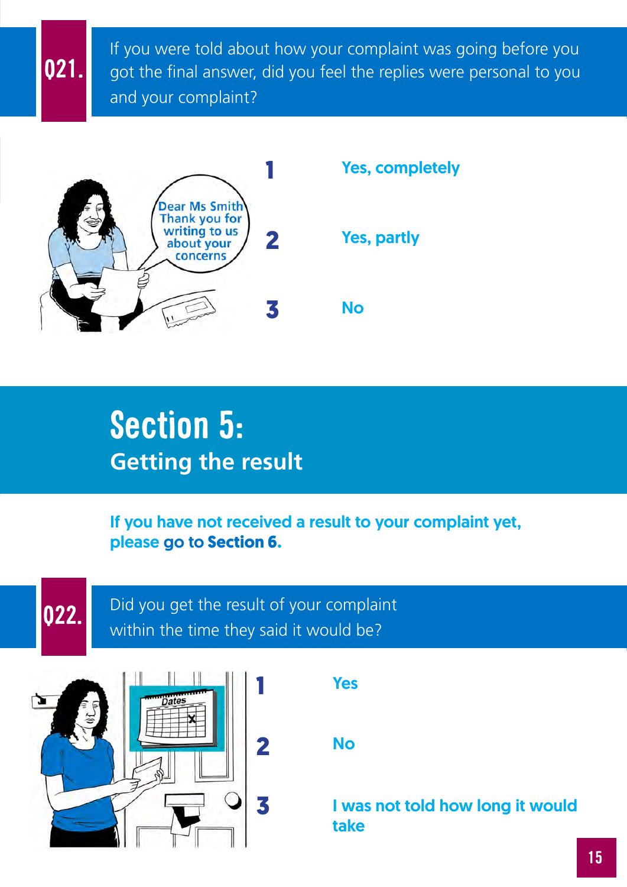**Q21.** If you were told about how your complaint was going before you got the final answer, did you feel the replies were personal to you and your complaint?

1 Yes, completely

2 Yes, partly

3 No

# Section 5:

## Getting the result

**If you have not received a result to your complaint yet, please go to Section 6.**

**Q22.** Did you get the result of your complaint within the time they said it would be?

1 Yes

2 No

3 I was not told how long it would take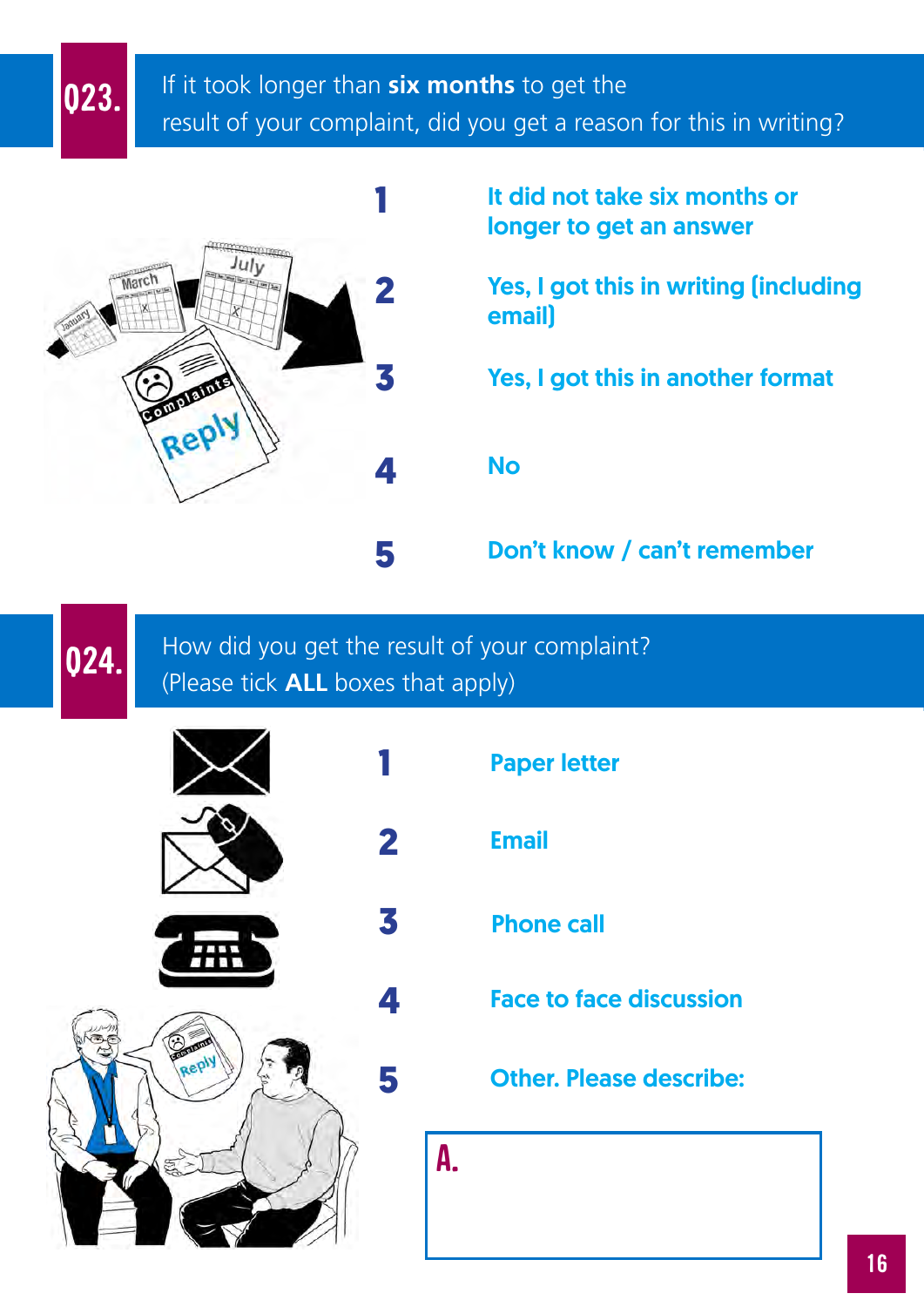## Q23. If it took longer than **six months** to get the result of your complaint, did you get a reason for this in writing?

1. **It did not take six months or longer to get an answer**
2. **Yes, I got this in writing (including email)**
3. **Yes, I got this in another format**
4. **No**
5. **Don't know / can't remember**

## Q24. How did you get the result of your complaint? (Please tick **ALL** boxes that apply)

1. **Paper letter**
2. **Email**
3. **Phone call**
4. **Face to face discussion**
5. **Other. Please describe:**

A.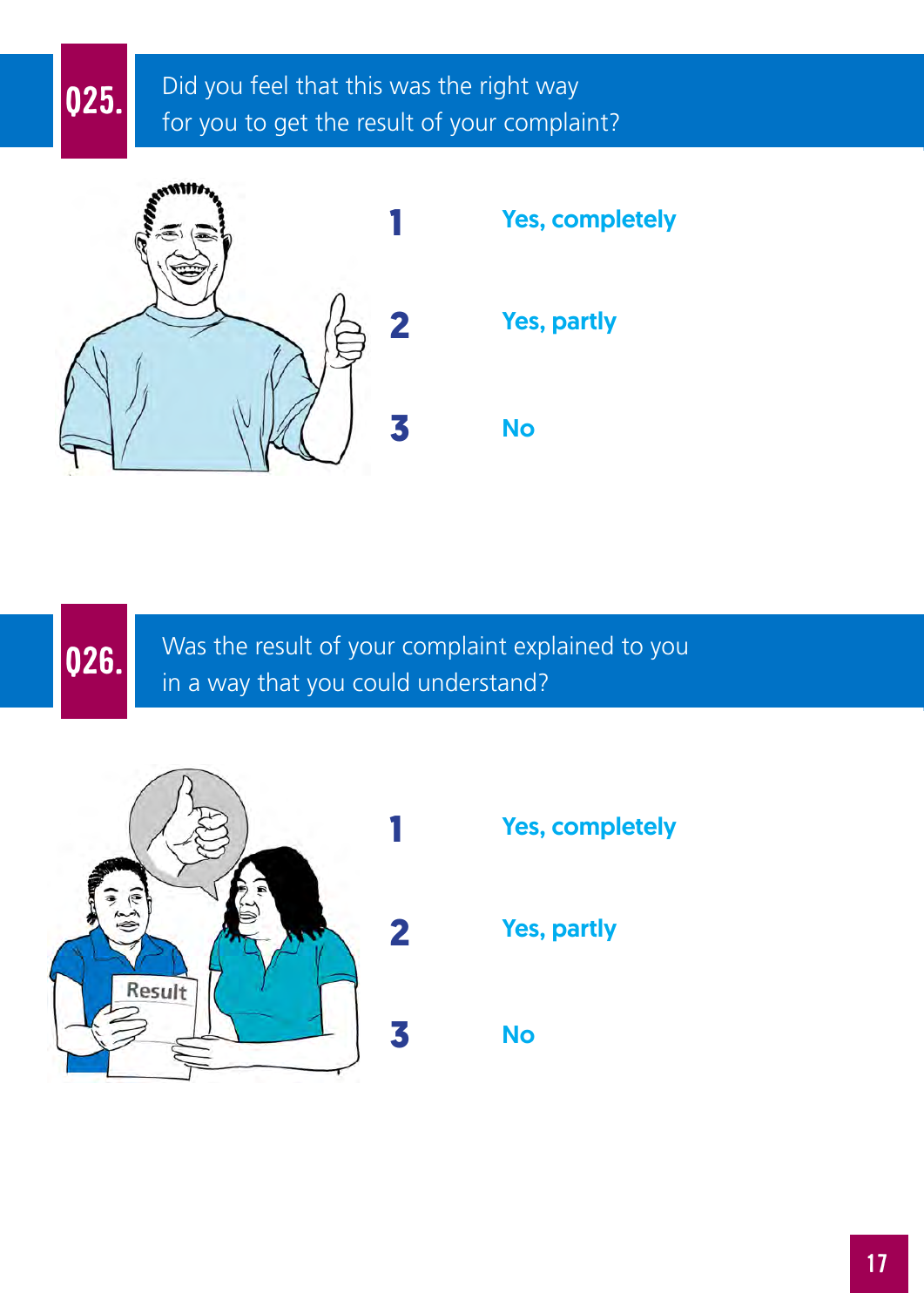## Q25. Did you feel that this was the right way for you to get the result of your complaint?

1. Yes, completely
2. Yes, partly
3. No

## Q26. Was the result of your complaint explained to you in a way that you could understand?

1. Yes, completely
2. Yes, partly
3. No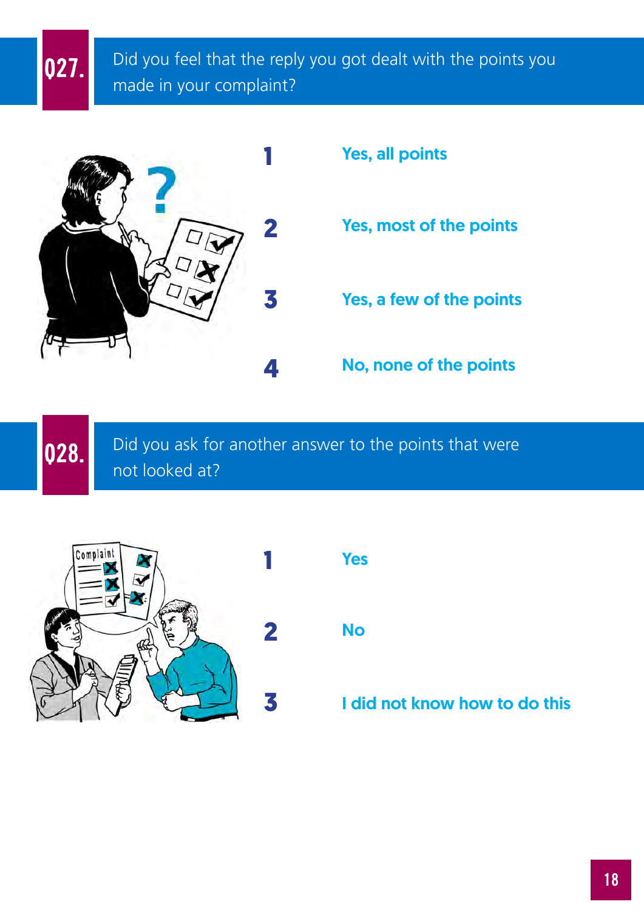## Q27. Did you feel that the reply you got dealt with the points you made in your complaint?

1. Yes, all points
2. Yes, most of the points
3. Yes, a few of the points
4. No, none of the points

## Q28. Did you ask for another answer to the points that were not looked at?

1. Yes
2. No
3. I did not know how to do this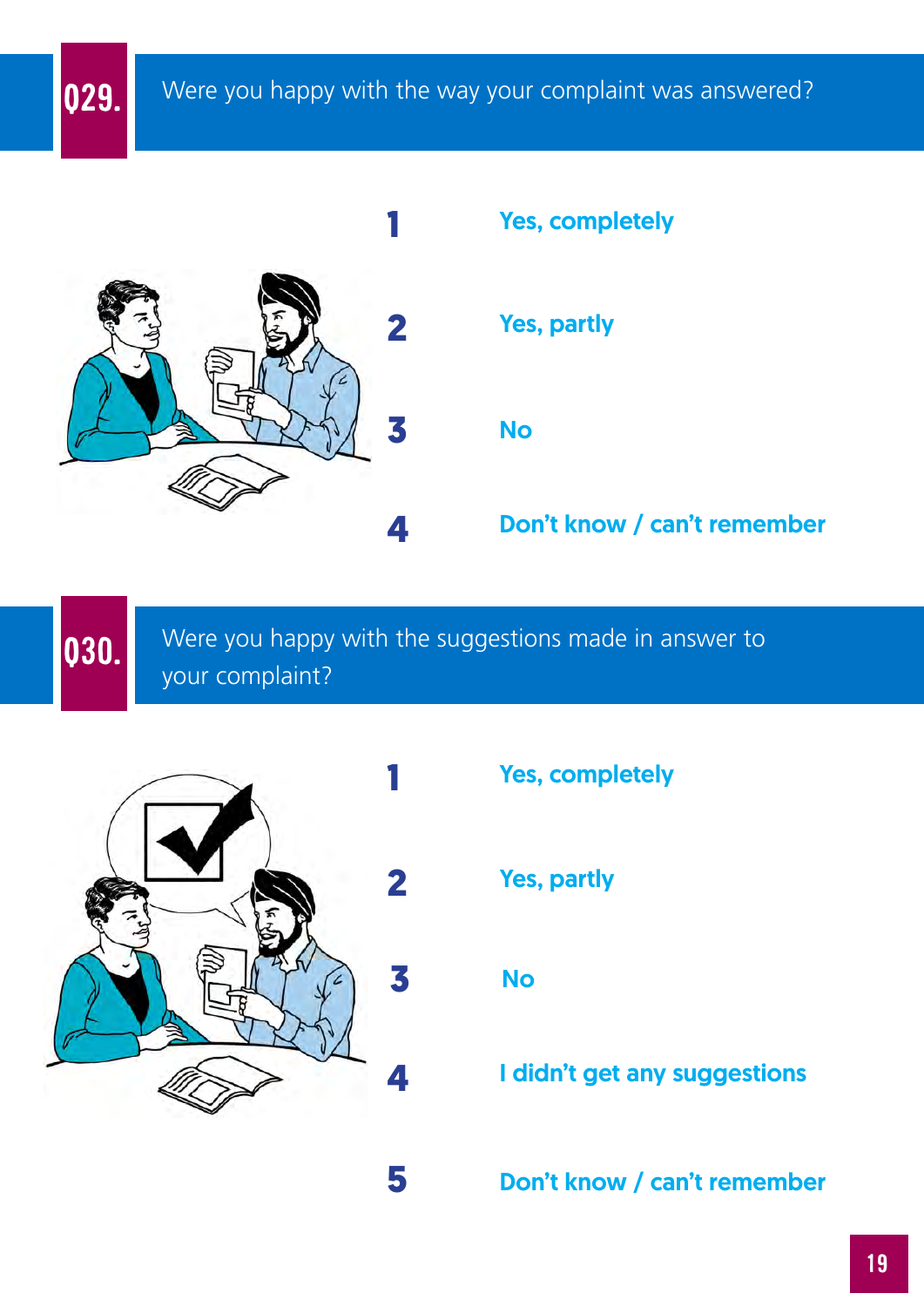## Q29. Were you happy with the way your complaint was answered?

1. **Yes, completely**
2. **Yes, partly**
3. **No**
4. **Don't know / can't remember**

## Q30. Were you happy with the suggestions made in answer to your complaint?

1. **Yes, completely**
2. **Yes, partly**
3. **No**
4. **I didn't get any suggestions**
5. **Don't know / can't remember**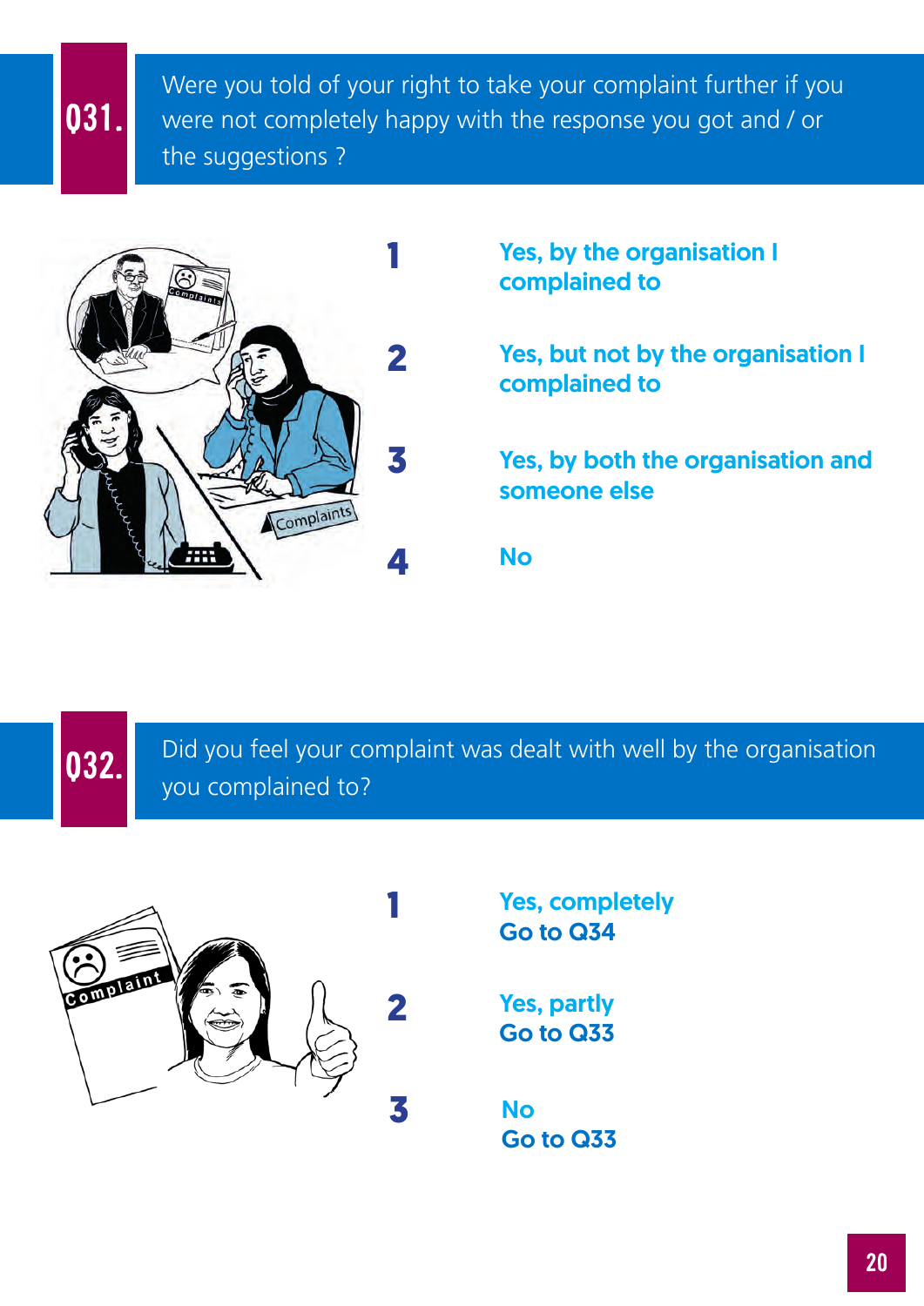## Q31. Were you told of your right to take your complaint further if you were not completely happy with the response you got and / or the suggestions ?

1. Yes, by the organisation I complained to
2. Yes, but not by the organisation I complained to
3. Yes, by both the organisation and someone else
4. No

## Q32. Did you feel your complaint was dealt with well by the organisation you complained to?

1. Yes, completely
   Go to Q34
2. Yes, partly
   Go to Q33
3. No
   Go to Q33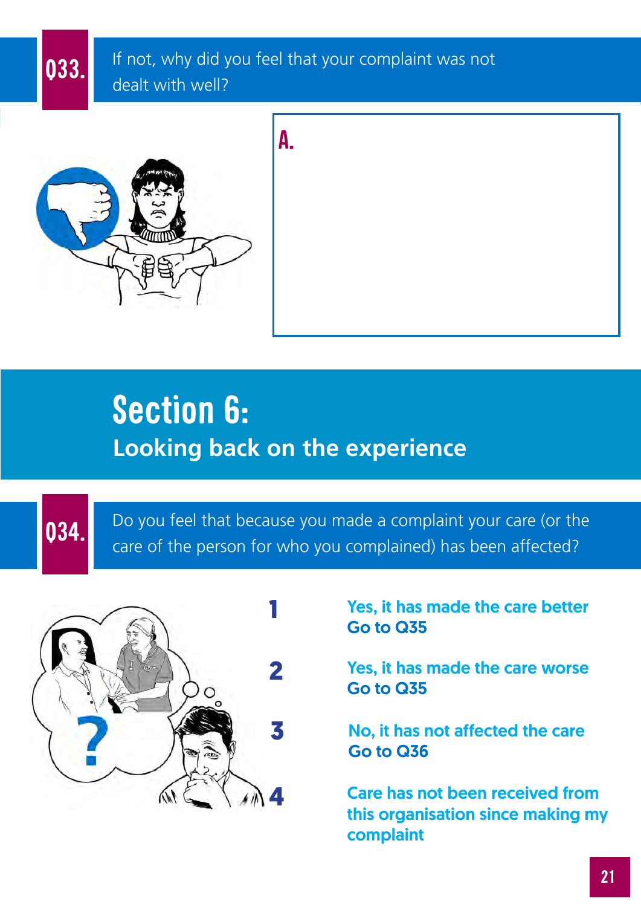**Q33.** If not, why did you feel that your complaint was not dealt with well?

**A.**

# Section 6:

## Looking back on the experience

**Q34.** Do you feel that because you made a complaint your care (or the care of the person for who you complained) has been affected?

**1** Yes, it has made the care better
**Go to Q35**

**2** Yes, it has made the care worse
**Go to Q35**

**3** No, it has not affected the care
**Go to Q36**

**4** Care has not been received from this organisation since making my complaint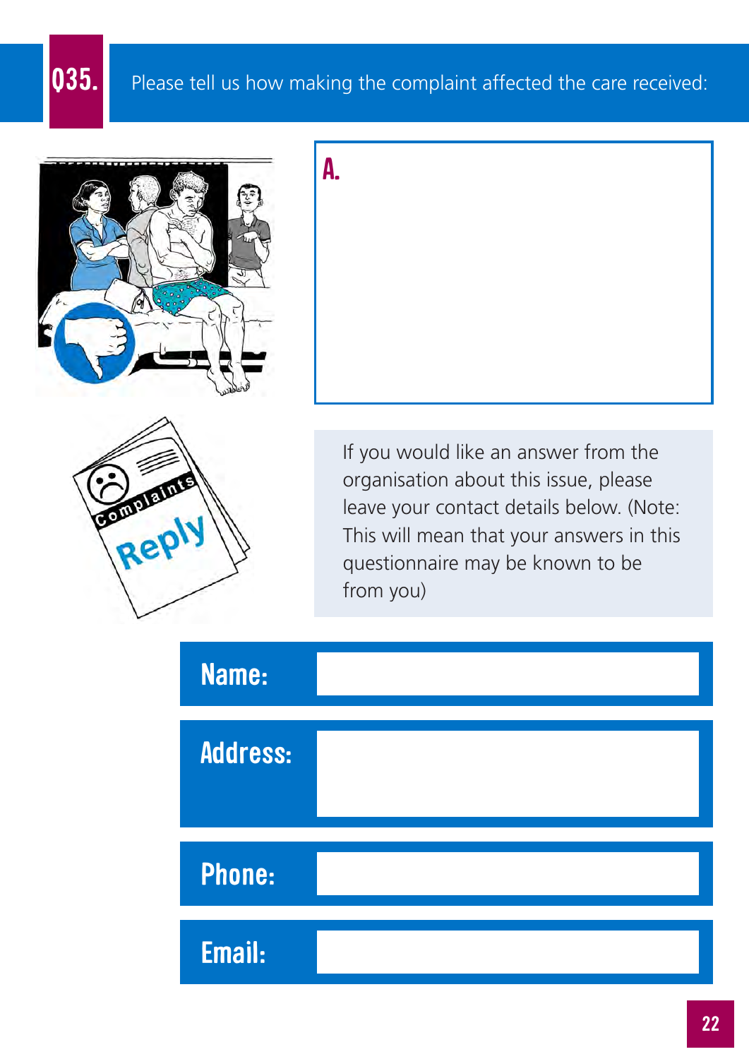## Q35. Please tell us how making the complaint affected the care received:

A.

If you would like an answer from the organisation about this issue, please leave your contact details below. (Note: This will mean that your answers in this questionnaire may be known to be from you)

**Name:**

**Address:**

**Phone:**

**Email:**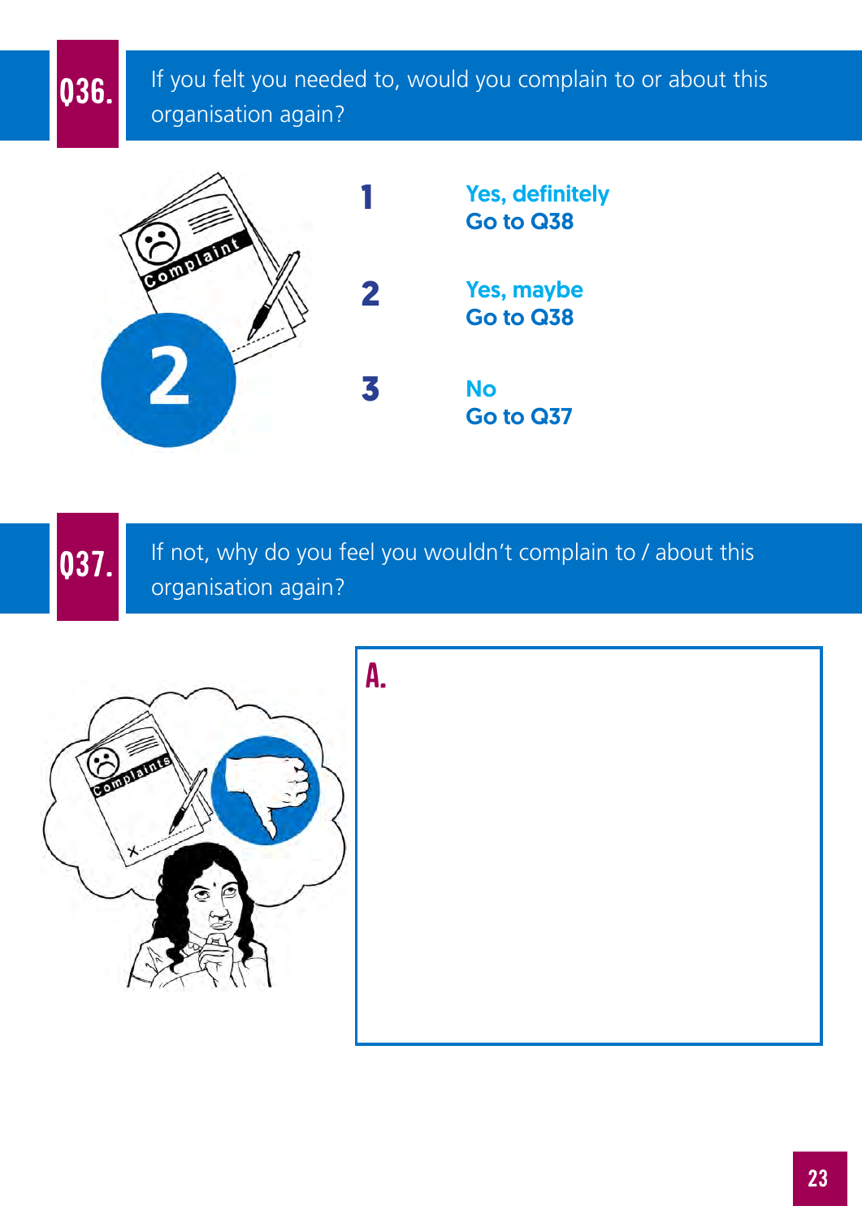## Q36. If you felt you needed to, would you complain to or about this organisation again?

1 **Yes, definitely**
**Go to Q38**

2 **Yes, maybe**
**Go to Q38**

3 **No**
**Go to Q37**

## Q37. If not, why do you feel you wouldn't complain to / about this organisation again?

A.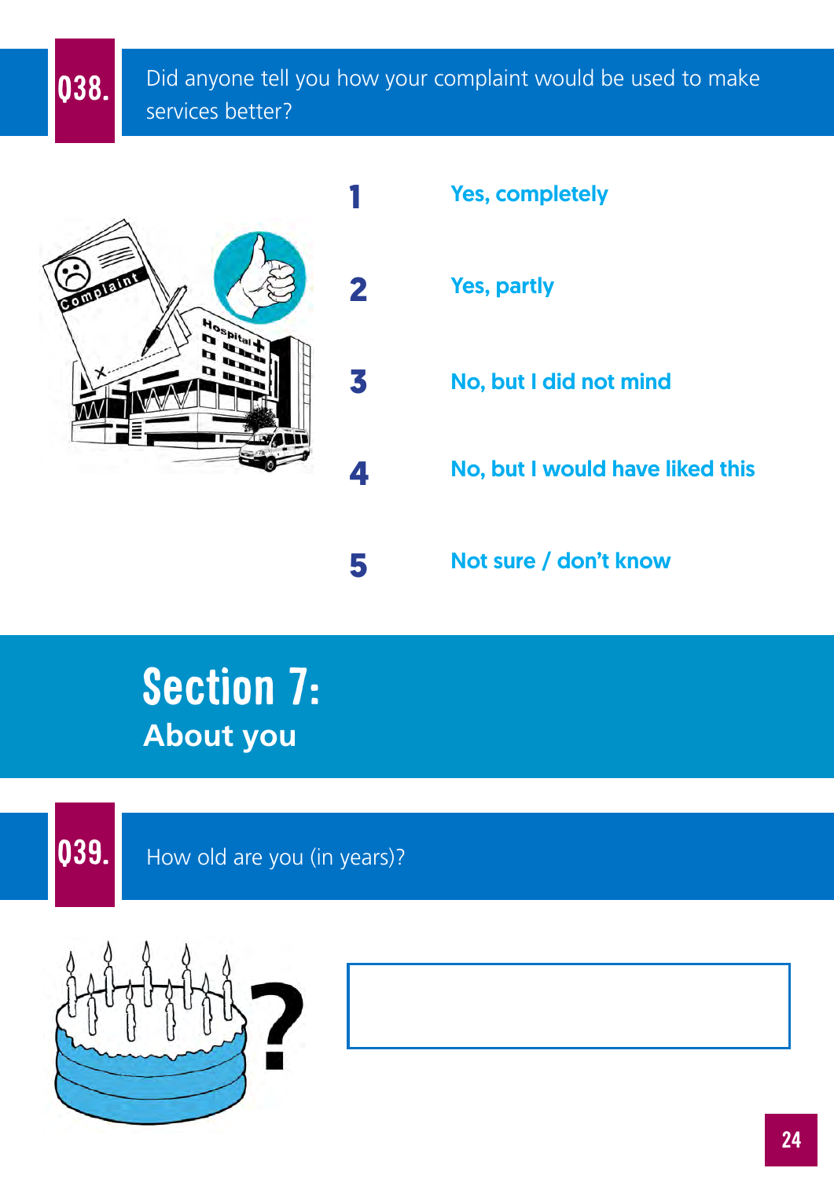**Q38.** Did anyone tell you how your complaint would be used to make services better?

1 Yes, completely

2 Yes, partly

3 No, but I did not mind

4 No, but I would have liked this

5 Not sure / don't know

# Section 7:
## About you

**Q39.** How old are you (in years)?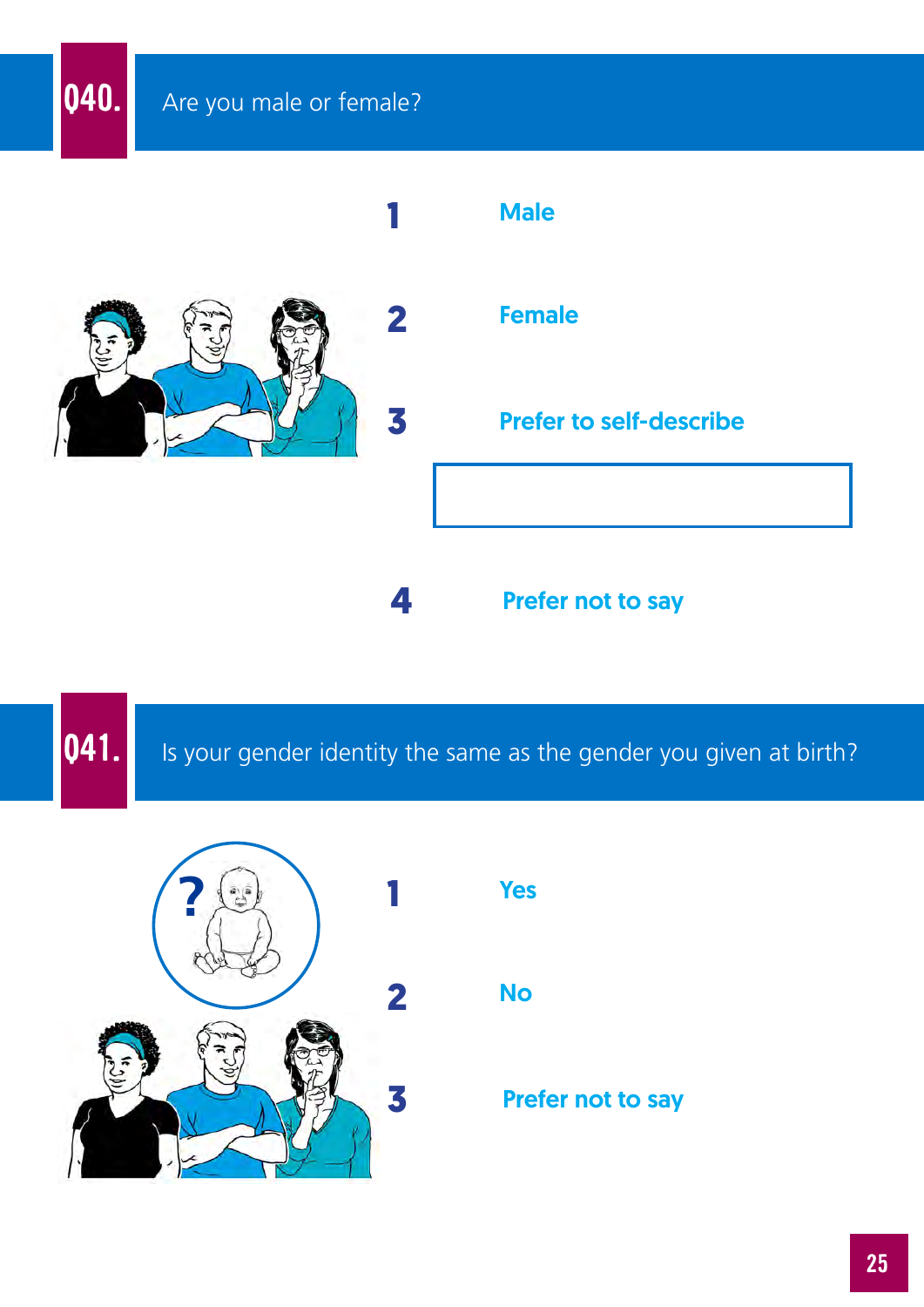## Q40. Are you male or female?

1. Male
2. Female
3. Prefer to self-describe

   ______________________

4. Prefer not to say

## Q41. Is your gender identity the same as the gender you given at birth?

1. Yes
2. No
3. Prefer not to say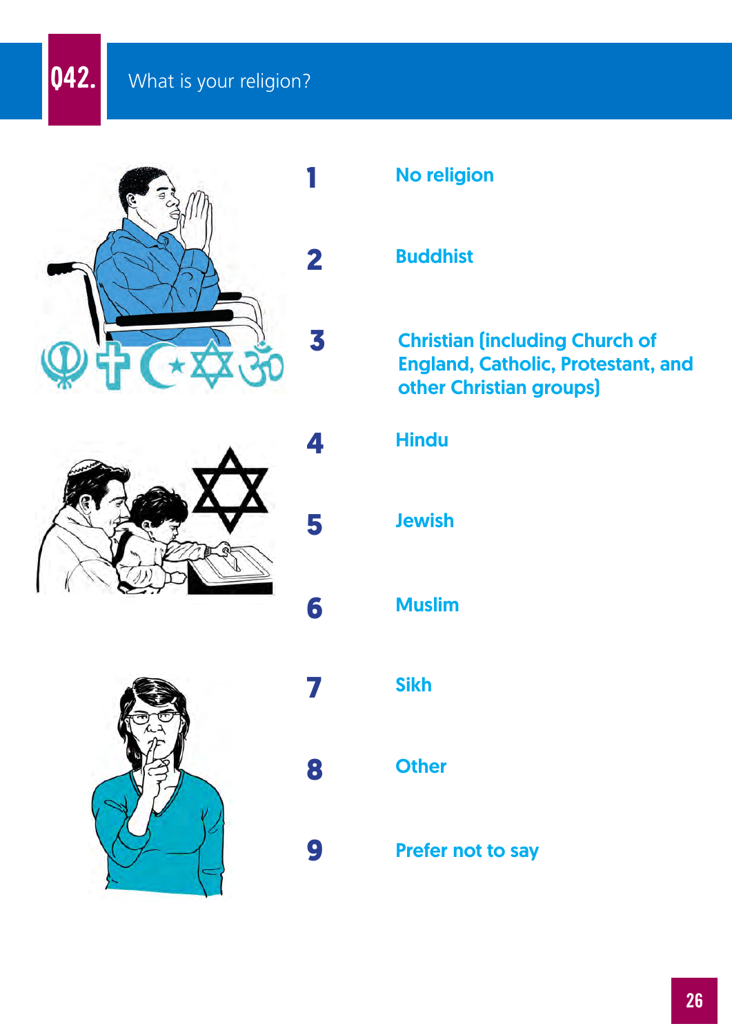## Q42. What is your religion?

1. No religion
2. Buddhist
3. Christian (including Church of England, Catholic, Protestant, and other Christian groups)
4. Hindu
5. Jewish
6. Muslim
7. Sikh
8. Other
9. Prefer not to say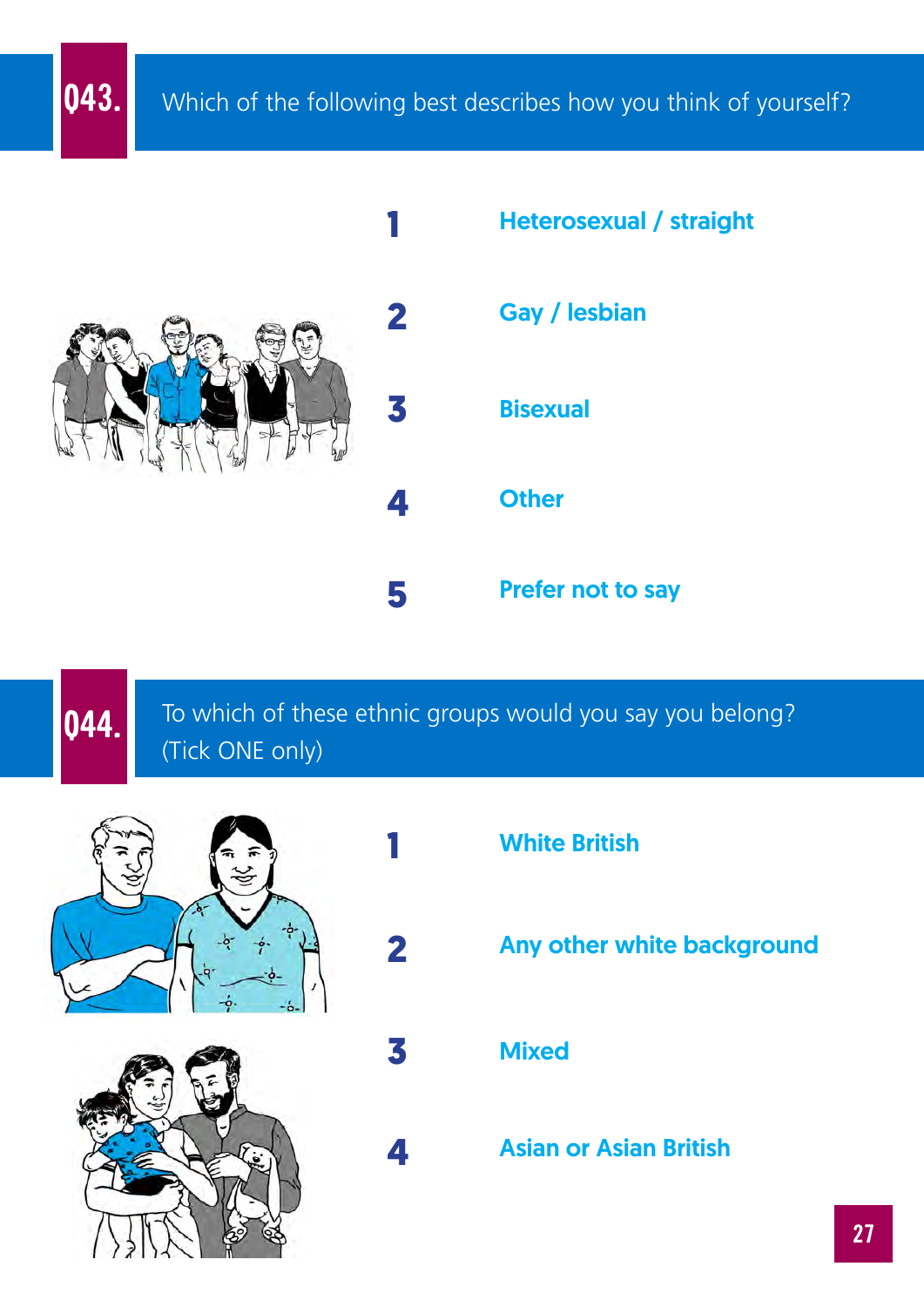## Q43. Which of the following best describes how you think of yourself?

1. **Heterosexual / straight**
2. **Gay / lesbian**
3. **Bisexual**
4. **Other**
5. **Prefer not to say**

## Q44. To which of these ethnic groups would you say you belong? (Tick ONE only)

1. **White British**
2. **Any other white background**
3. **Mixed**
4. **Asian or Asian British**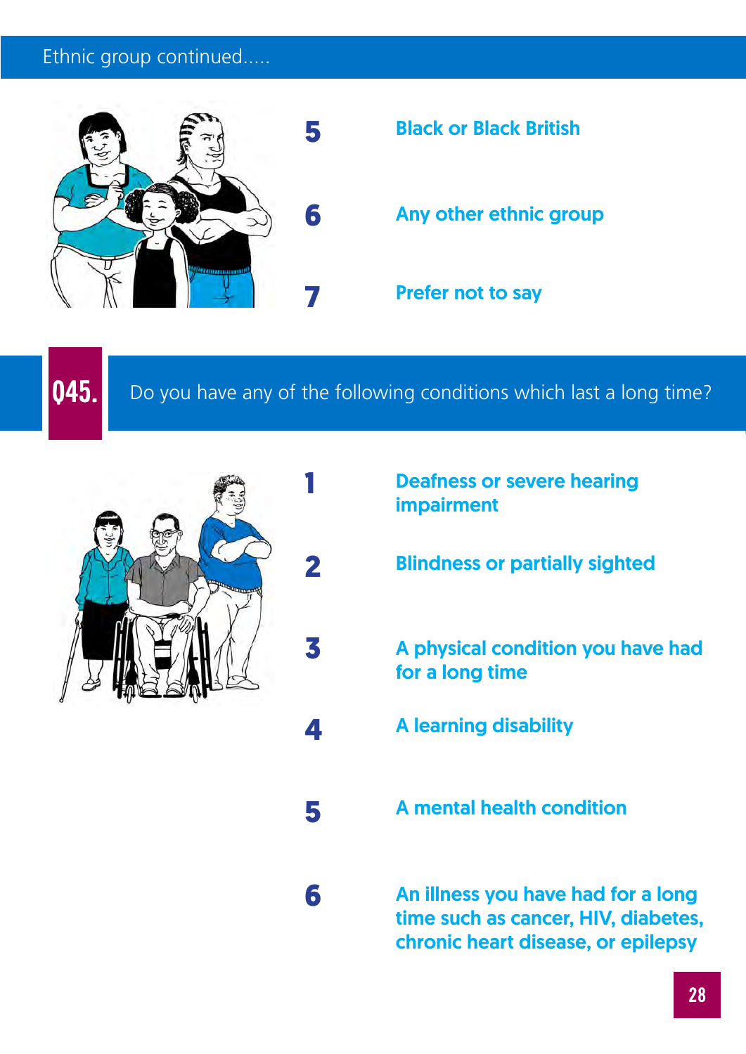Ethnic group continued.....

5 **Black or Black British**

6 **Any other ethnic group**

7 **Prefer not to say**

## Q45. Do you have any of the following conditions which last a long time?

1 **Deafness or severe hearing impairment**

2 **Blindness or partially sighted**

3 **A physical condition you have had for a long time**

4 **A learning disability**

5 **A mental health condition**

6 **An illness you have had for a long time such as cancer, HIV, diabetes, chronic heart disease, or epilepsy**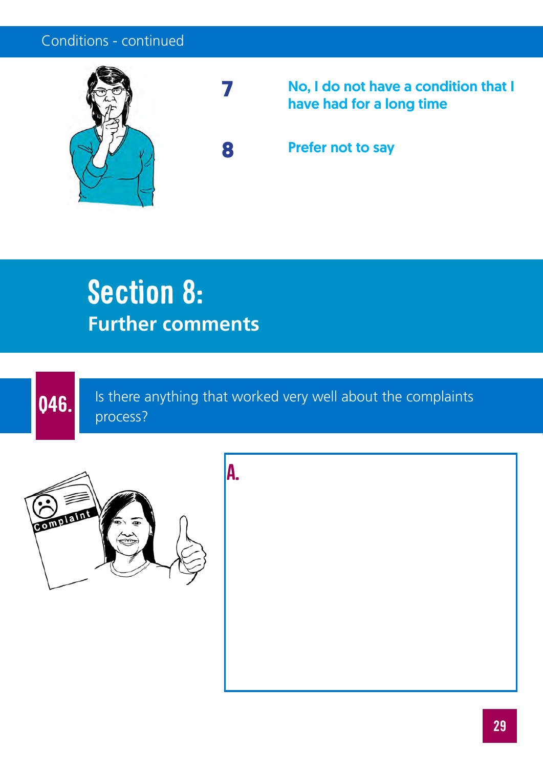Conditions - continued

| | |
|---|---|
| **7** | **No, I do not have a condition that I have had for a long time** |
| **8** | **Prefer not to say** |

# Section 8:
## Further comments

**Q46.** Is there anything that worked very well about the complaints process?

**A.**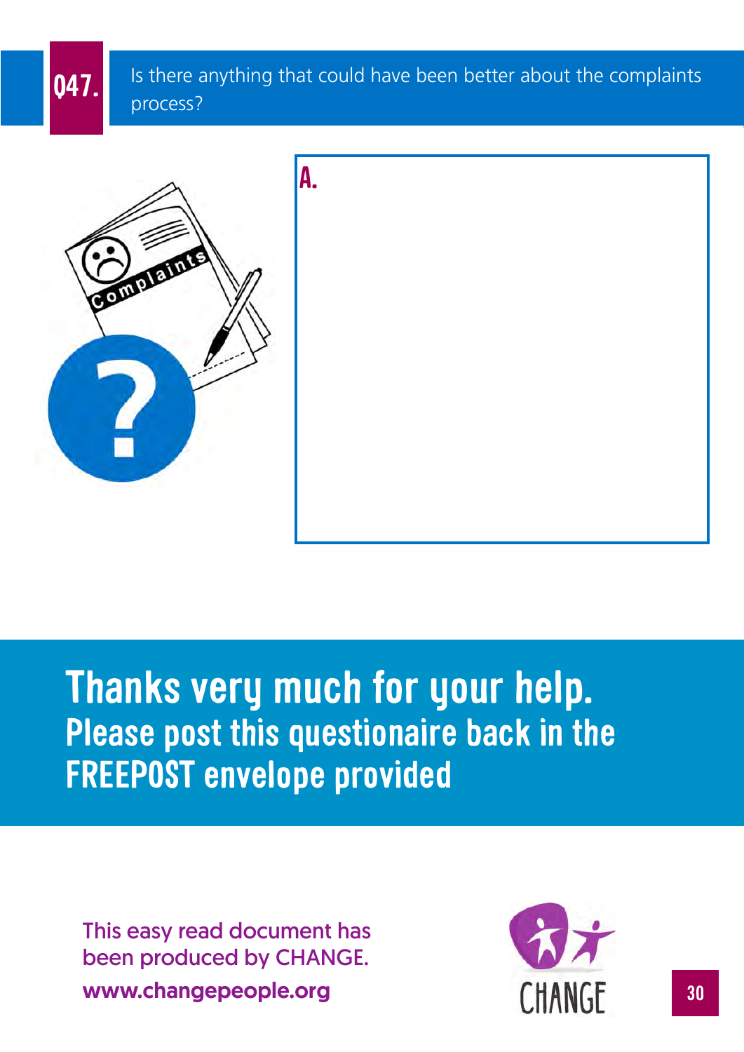**Q47.** Is there anything that could have been better about the complaints process?

**A.**

## Thanks very much for your help.

**Please post this questionaire back in the FREEPOST envelope provided**

This easy read document has been produced by CHANGE.

**www.changepeople.org**

CHANGE